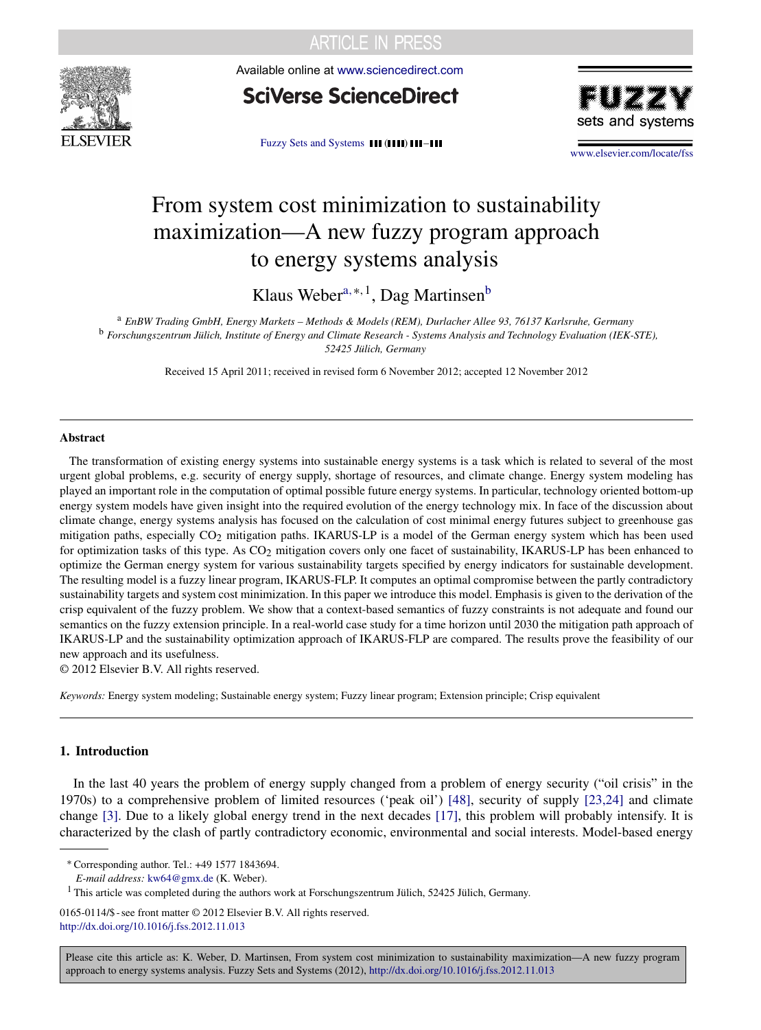# From system cost minimization to sustainability maximization—A new fuzzy program approach to energy systems analysis

Klaus Weber[a,*,1], Dag Martinsen[b]

[a] *EnBW Trading GmbH, Energy Markets – Methods & Models (REM), Durlacher Allee 93, 76137 Karlsruhe, Germany*
[b] *Forschungszentrum Jülich, Institute of Energy and Climate Research - Systems Analysis and Technology Evaluation (IEK-STE), 52425 Jülich, Germany*

Received 15 April 2011; received in revised form 6 November 2012; accepted 12 November 2012

---

## Abstract

The transformation of existing energy systems into sustainable energy systems is a task which is related to several of the most urgent global problems, e.g. security of energy supply, shortage of resources, and climate change. Energy system modeling has played an important role in the computation of optimal possible future energy systems. In particular, technology oriented bottom-up energy system models have given insight into the required evolution of the energy technology mix. In face of the discussion about climate change, energy systems analysis has focused on the calculation of cost minimal energy futures subject to greenhouse gas mitigation paths, especially $CO_2$ mitigation paths. IKARUS-LP is a model of the German energy system which has been used for optimization tasks of this type. As $CO_2$ mitigation covers only one facet of sustainability, IKARUS-LP has been enhanced to optimize the German energy system for various sustainability targets specified by energy indicators for sustainable development. The resulting model is a fuzzy linear program, IKARUS-FLP. It computes an optimal compromise between the partly contradictory sustainability targets and system cost minimization. In this paper we introduce this model. Emphasis is given to the derivation of the crisp equivalent of the fuzzy problem. We show that a context-based semantics of fuzzy constraints is not adequate and found our semantics on the fuzzy extension principle. In a real-world case study for a time horizon until 2030 the mitigation path approach of IKARUS-LP and the sustainability optimization approach of IKARUS-FLP are compared. The results prove the feasibility of our new approach and its usefulness.

© 2012 Elsevier B.V. All rights reserved.

*Keywords:* Energy system modeling; Sustainable energy system; Fuzzy linear program; Extension principle; Crisp equivalent

---

## 1. Introduction

In the last 40 years the problem of energy supply changed from a problem of energy security ("oil crisis" in the 1970s) to a comprehensive problem of limited resources ('peak oil') [48], security of supply [23,24] and climate change [3]. Due to a likely global energy trend in the next decades [17], this problem will probably intensify. It is characterized by the clash of partly contradictory economic, environmental and social interests. Model-based energy

---

\* Corresponding author. Tel.: +49 1577 1843694.
*E-mail address:* kw64@gmx.de (K. Weber).
[1] This article was completed during the authors work at Forschungszentrum Jülich, 52425 Jülich, Germany.

0165-0114/$ - see front matter © 2012 Elsevier B.V. All rights reserved.
http://dx.doi.org/10.1016/j.fss.2012.11.013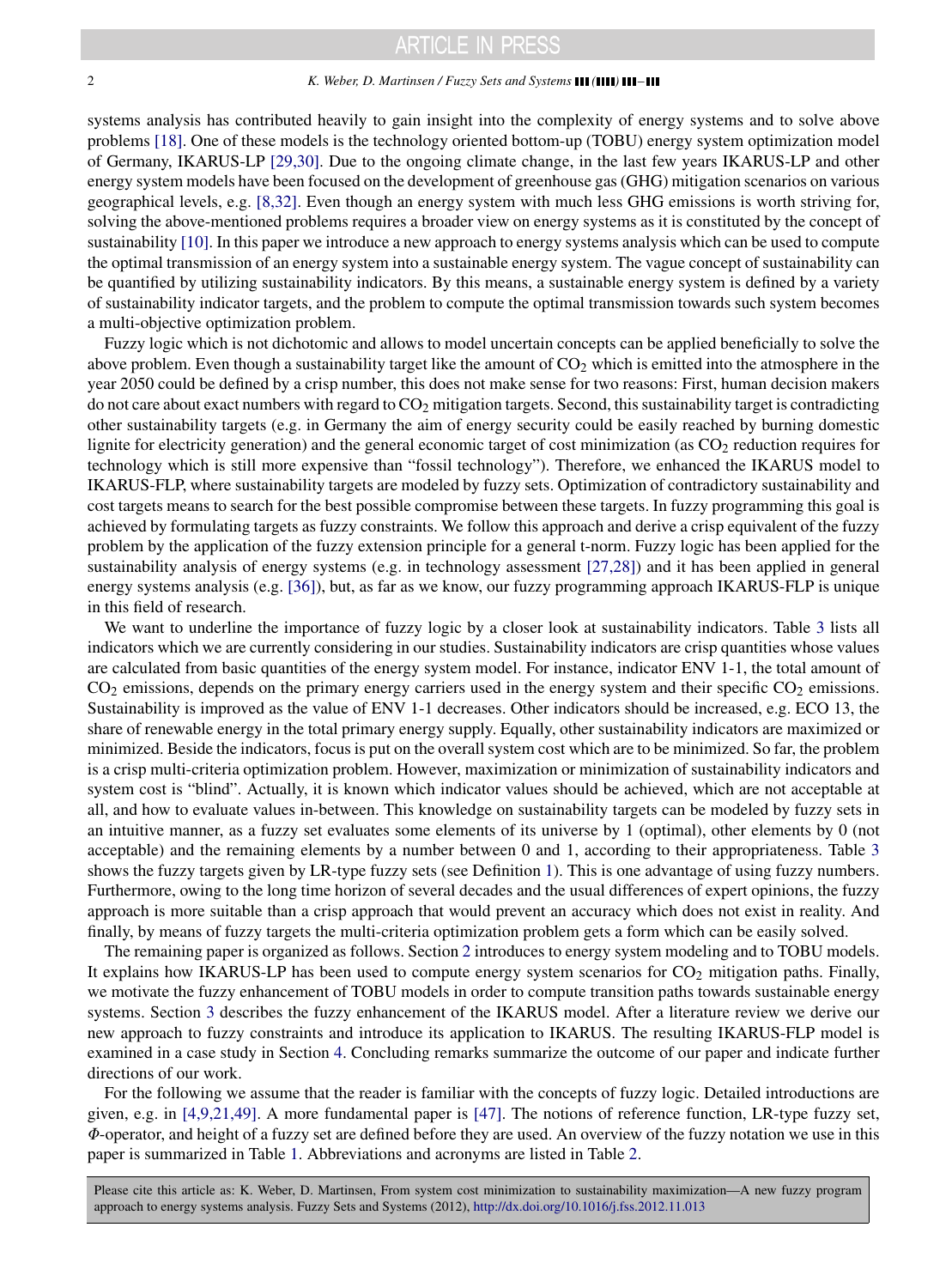systems analysis has contributed heavily to gain insight into the complexity of energy systems and to solve above problems [18]. One of these models is the technology oriented bottom-up (TOBU) energy system optimization model of Germany, IKARUS-LP [29,30]. Due to the ongoing climate change, in the last few years IKARUS-LP and other energy system models have been focused on the development of greenhouse gas (GHG) mitigation scenarios on various geographical levels, e.g. [8,32]. Even though an energy system with much less GHG emissions is worth striving for, solving the above-mentioned problems requires a broader view on energy systems as it is constituted by the concept of sustainability [10]. In this paper we introduce a new approach to energy systems analysis which can be used to compute the optimal transmission of an energy system into a sustainable energy system. The vague concept of sustainability can be quantified by utilizing sustainability indicators. By this means, a sustainable energy system is defined by a variety of sustainability indicator targets, and the problem to compute the optimal transmission towards such system becomes a multi-objective optimization problem.

Fuzzy logic which is not dichotomic and allows to model uncertain concepts can be applied beneficially to solve the above problem. Even though a sustainability target like the amount of $CO_2$ which is emitted into the atmosphere in the year 2050 could be defined by a crisp number, this does not make sense for two reasons: First, human decision makers do not care about exact numbers with regard to $CO_2$ mitigation targets. Second, this sustainability target is contradicting other sustainability targets (e.g. in Germany the aim of energy security could be easily reached by burning domestic lignite for electricity generation) and the general economic target of cost minimization (as $CO_2$ reduction requires for technology which is still more expensive than "fossil technology"). Therefore, we enhanced the IKARUS model to IKARUS-FLP, where sustainability targets are modeled by fuzzy sets. Optimization of contradictory sustainability and cost targets means to search for the best possible compromise between these targets. In fuzzy programming this goal is achieved by formulating targets as fuzzy constraints. We follow this approach and derive a crisp equivalent of the fuzzy problem by the application of the fuzzy extension principle for a general t-norm. Fuzzy logic has been applied for the sustainability analysis of energy systems (e.g. in technology assessment [27,28]) and it has been applied in general energy systems analysis (e.g. [36]), but, as far as we know, our fuzzy programming approach IKARUS-FLP is unique in this field of research.

We want to underline the importance of fuzzy logic by a closer look at sustainability indicators. Table 3 lists all indicators which we are currently considering in our studies. Sustainability indicators are crisp quantities whose values are calculated from basic quantities of the energy system model. For instance, indicator ENV 1-1, the total amount of $CO_2$ emissions, depends on the primary energy carriers used in the energy system and their specific $CO_2$ emissions. Sustainability is improved as the value of ENV 1-1 decreases. Other indicators should be increased, e.g. ECO 13, the share of renewable energy in the total primary energy supply. Equally, other sustainability indicators are maximized or minimized. Beside the indicators, focus is put on the overall system cost which are to be minimized. So far, the problem is a crisp multi-criteria optimization problem. However, maximization or minimization of sustainability indicators and system cost is "blind". Actually, it is known which indicator values should be achieved, which are not acceptable at all, and how to evaluate values in-between. This knowledge on sustainability targets can be modeled by fuzzy sets in an intuitive manner, as a fuzzy set evaluates some elements of its universe by 1 (optimal), other elements by 0 (not acceptable) and the remaining elements by a number between 0 and 1, according to their appropriateness. Table 3 shows the fuzzy targets given by LR-type fuzzy sets (see Definition 1). This is one advantage of using fuzzy numbers. Furthermore, owing to the long time horizon of several decades and the usual differences of expert opinions, the fuzzy approach is more suitable than a crisp approach that would prevent an accuracy which does not exist in reality. And finally, by means of fuzzy targets the multi-criteria optimization problem gets a form which can be easily solved.

The remaining paper is organized as follows. Section 2 introduces to energy system modeling and to TOBU models. It explains how IKARUS-LP has been used to compute energy system scenarios for $CO_2$ mitigation paths. Finally, we motivate the fuzzy enhancement of TOBU models in order to compute transition paths towards sustainable energy systems. Section 3 describes the fuzzy enhancement of the IKARUS model. After a literature review we derive our new approach to fuzzy constraints and introduce its application to IKARUS. The resulting IKARUS-FLP model is examined in a case study in Section 4. Concluding remarks summarize the outcome of our paper and indicate further directions of our work.

For the following we assume that the reader is familiar with the concepts of fuzzy logic. Detailed introductions are given, e.g. in [4,9,21,49]. A more fundamental paper is [47]. The notions of reference function, LR-type fuzzy set, $\Phi$-operator, and height of a fuzzy set are defined before they are used. An overview of the fuzzy notation we use in this paper is summarized in Table 1. Abbreviations and acronyms are listed in Table 2.

Please cite this article as: K. Weber, D. Martinsen, From system cost minimization to sustainability maximization—A new fuzzy program approach to energy systems analysis. Fuzzy Sets and Systems (2012), http://dx.doi.org/10.1016/j.fss.2012.11.013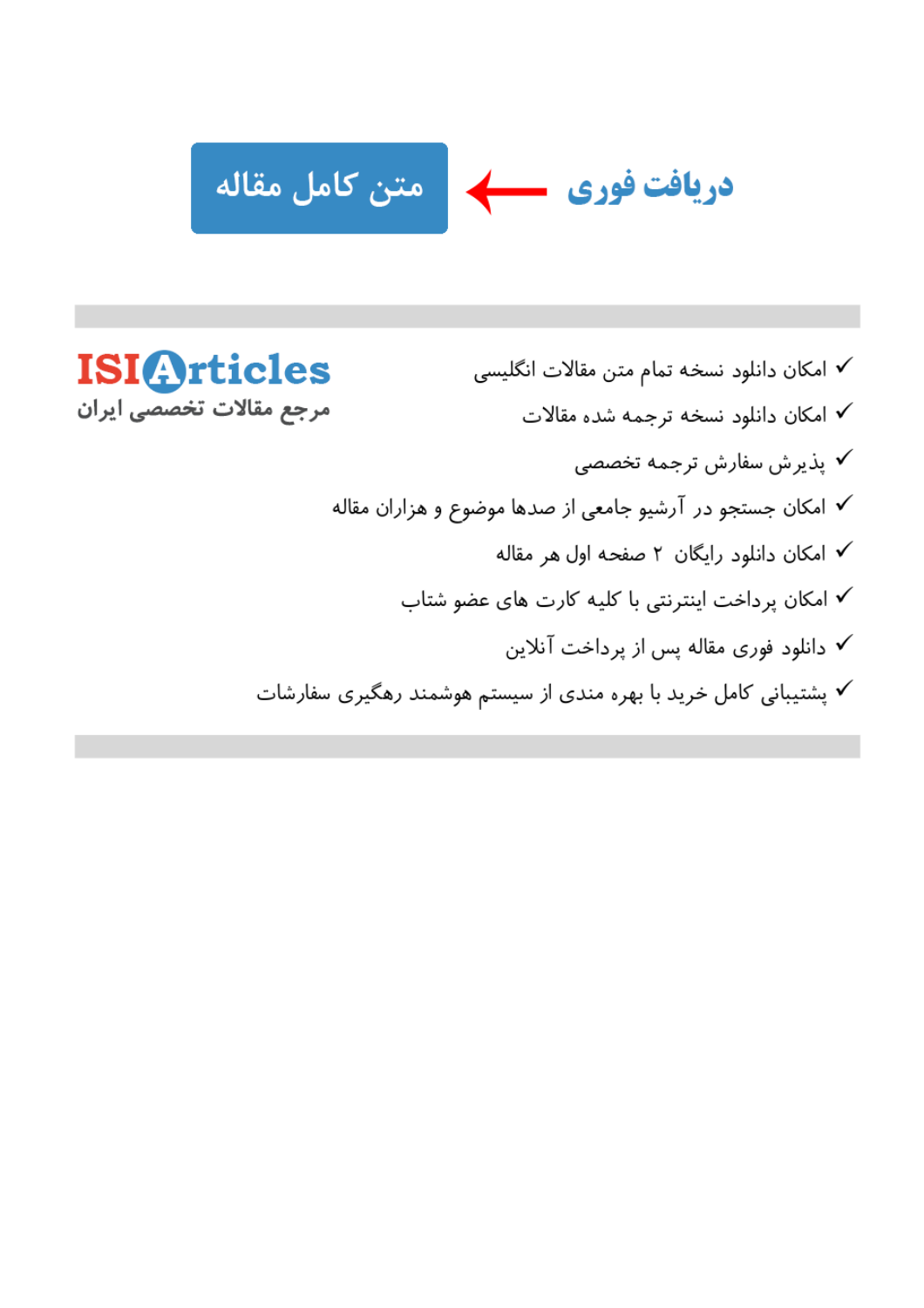دریافت فوری ← **متن کامل مقاله**

**ISIArticles**
مرجع مقالات تخصصی ایران

- ✓ امکان دانلود نسخه تمام متن مقالات انگلیسی
- ✓ امکان دانلود نسخه ترجمه شده مقالات
- ✓ پذیرش سفارش ترجمه تخصصی
- ✓ امکان جستجو در آرشیو جامعی از صدها موضوع و هزاران مقاله
- ✓ امکان دانلود رایگان ۲ صفحه اول هر مقاله
- ✓ امکان پرداخت اینترنتی با کلیه کارت های عضو شتاب
- ✓ دانلود فوری مقاله پس از پرداخت آنلاین
- ✓ پشتیبانی کامل خرید با بهره مندی از سیستم هوشمند رهگیری سفارشات